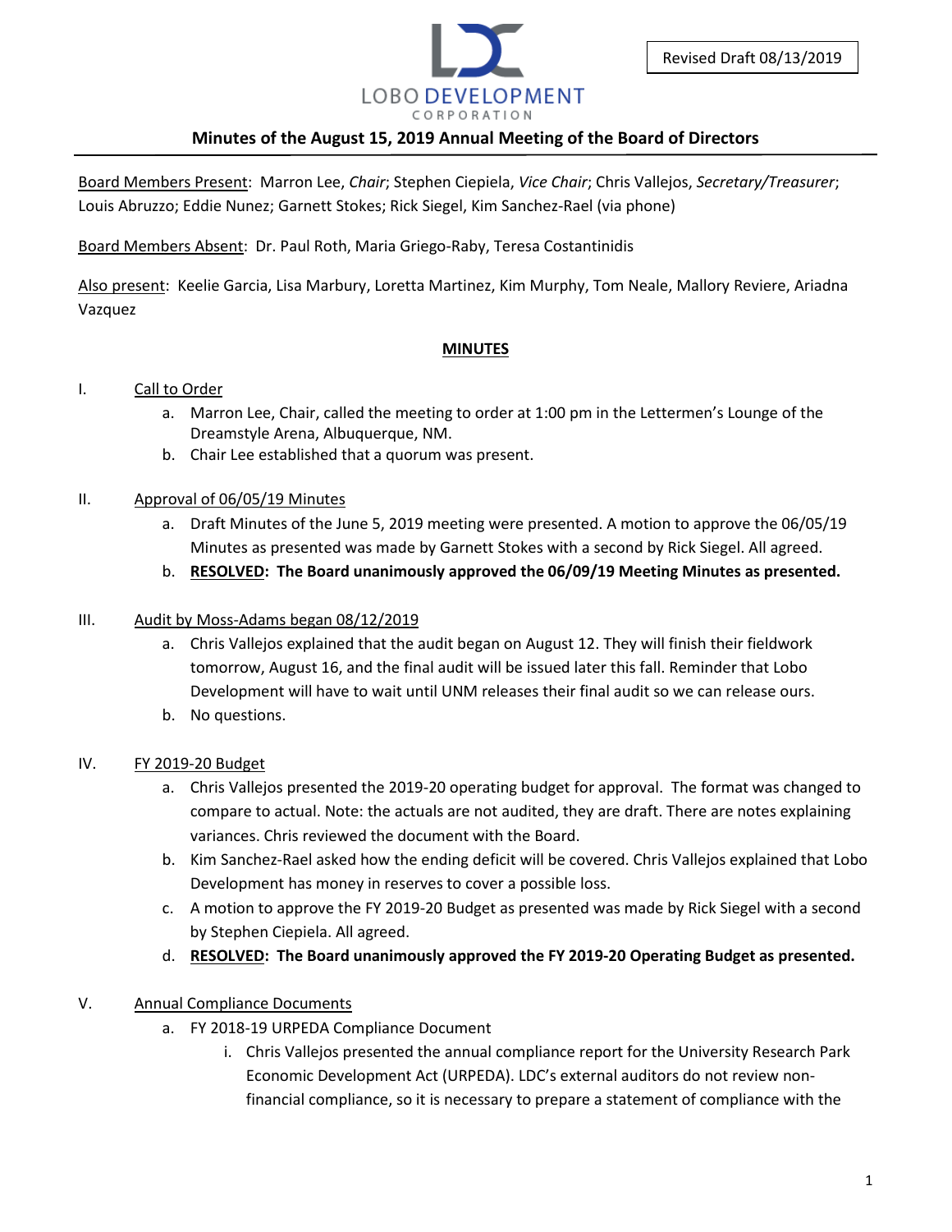Revised Draft 08/13/2019

LOBO DEVELOPMENT CORPORATION

## Minutes of the August 15, 2019 Annual Meeting of the Board of Directors

Board Members Present: Marron Lee, *Chair*; Stephen Ciepiela, *Vice Chair*; Chris Vallejos, *Secretary/Treasurer*; Louis Abruzzo; Eddie Nunez; Garnett Stokes; Rick Siegel, Kim Sanchez-Rael (via phone)

Board Members Absent: Dr. Paul Roth, Maria Griego-Raby, Teresa Costantinidis

Also present: Keelie Garcia, Lisa Marbury, Loretta Martinez, Kim Murphy, Tom Neale, Mallory Reviere, Ariadna Vazquez

### MINUTES

I. Call to Order
   a. Marron Lee, Chair, called the meeting to order at 1:00 pm in the Lettermen's Lounge of the Dreamstyle Arena, Albuquerque, NM.
   b. Chair Lee established that a quorum was present.

II. Approval of 06/05/19 Minutes
   a. Draft Minutes of the June 5, 2019 meeting were presented. A motion to approve the 06/05/19 Minutes as presented was made by Garnett Stokes with a second by Rick Siegel. All agreed.
   b. **RESOLVED: The Board unanimously approved the 06/09/19 Meeting Minutes as presented.**

III. Audit by Moss-Adams began 08/12/2019
   a. Chris Vallejos explained that the audit began on August 12. They will finish their fieldwork tomorrow, August 16, and the final audit will be issued later this fall. Reminder that Lobo Development will have to wait until UNM releases their final audit so we can release ours.
   b. No questions.

IV. FY 2019-20 Budget
   a. Chris Vallejos presented the 2019-20 operating budget for approval. The format was changed to compare to actual. Note: the actuals are not audited, they are draft. There are notes explaining variances. Chris reviewed the document with the Board.
   b. Kim Sanchez-Rael asked how the ending deficit will be covered. Chris Vallejos explained that Lobo Development has money in reserves to cover a possible loss.
   c. A motion to approve the FY 2019-20 Budget as presented was made by Rick Siegel with a second by Stephen Ciepiela. All agreed.
   d. **RESOLVED: The Board unanimously approved the FY 2019-20 Operating Budget as presented.**

V. Annual Compliance Documents
   a. FY 2018-19 URPEDA Compliance Document
      i. Chris Vallejos presented the annual compliance report for the University Research Park Economic Development Act (URPEDA). LDC's external auditors do not review non-financial compliance, so it is necessary to prepare a statement of compliance with the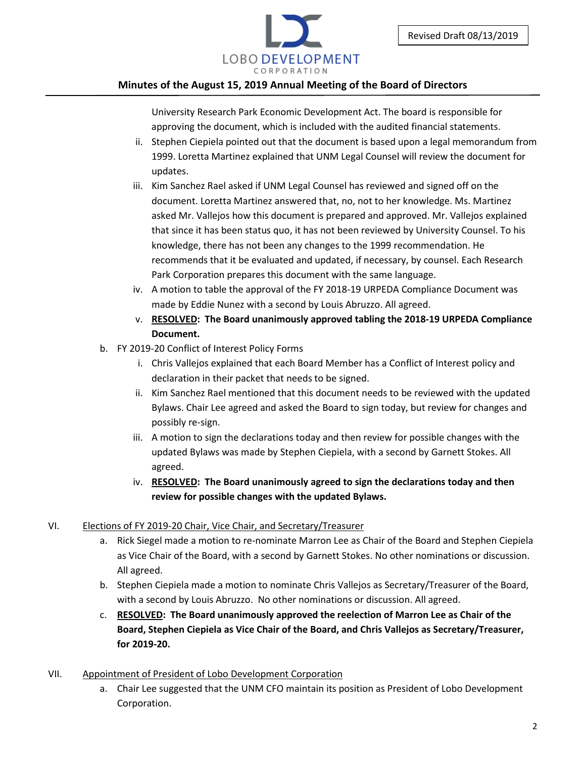University Research Park Economic Development Act. The board is responsible for approving the document, which is included with the audited financial statements.

   ii. Stephen Ciepiela pointed out that the document is based upon a legal memorandum from 1999. Loretta Martinez explained that UNM Legal Counsel will review the document for updates.

   iii. Kim Sanchez Rael asked if UNM Legal Counsel has reviewed and signed off on the document. Loretta Martinez answered that, no, not to her knowledge. Ms. Martinez asked Mr. Vallejos how this document is prepared and approved. Mr. Vallejos explained that since it has been status quo, it has not been reviewed by University Counsel. To his knowledge, there has not been any changes to the 1999 recommendation. He recommends that it be evaluated and updated, if necessary, by counsel. Each Research Park Corporation prepares this document with the same language.

   iv. A motion to table the approval of the FY 2018-19 URPEDA Compliance Document was made by Eddie Nunez with a second by Louis Abruzzo. All agreed.

   v. **RESOLVED: The Board unanimously approved tabling the 2018-19 URPEDA Compliance Document.**

b. FY 2019-20 Conflict of Interest Policy Forms

   i. Chris Vallejos explained that each Board Member has a Conflict of Interest policy and declaration in their packet that needs to be signed.

   ii. Kim Sanchez Rael mentioned that this document needs to be reviewed with the updated Bylaws. Chair Lee agreed and asked the Board to sign today, but review for changes and possibly re-sign.

   iii. A motion to sign the declarations today and then review for possible changes with the updated Bylaws was made by Stephen Ciepiela, with a second by Garnett Stokes. All agreed.

   iv. **RESOLVED: The Board unanimously agreed to sign the declarations today and then review for possible changes with the updated Bylaws.**

## VI. Elections of FY 2019-20 Chair, Vice Chair, and Secretary/Treasurer

a. Rick Siegel made a motion to re-nominate Marron Lee as Chair of the Board and Stephen Ciepiela as Vice Chair of the Board, with a second by Garnett Stokes. No other nominations or discussion. All agreed.

b. Stephen Ciepiela made a motion to nominate Chris Vallejos as Secretary/Treasurer of the Board, with a second by Louis Abruzzo. No other nominations or discussion. All agreed.

c. **RESOLVED: The Board unanimously approved the reelection of Marron Lee as Chair of the Board, Stephen Ciepiela as Vice Chair of the Board, and Chris Vallejos as Secretary/Treasurer, for 2019-20.**

## VII. Appointment of President of Lobo Development Corporation

a. Chair Lee suggested that the UNM CFO maintain its position as President of Lobo Development Corporation.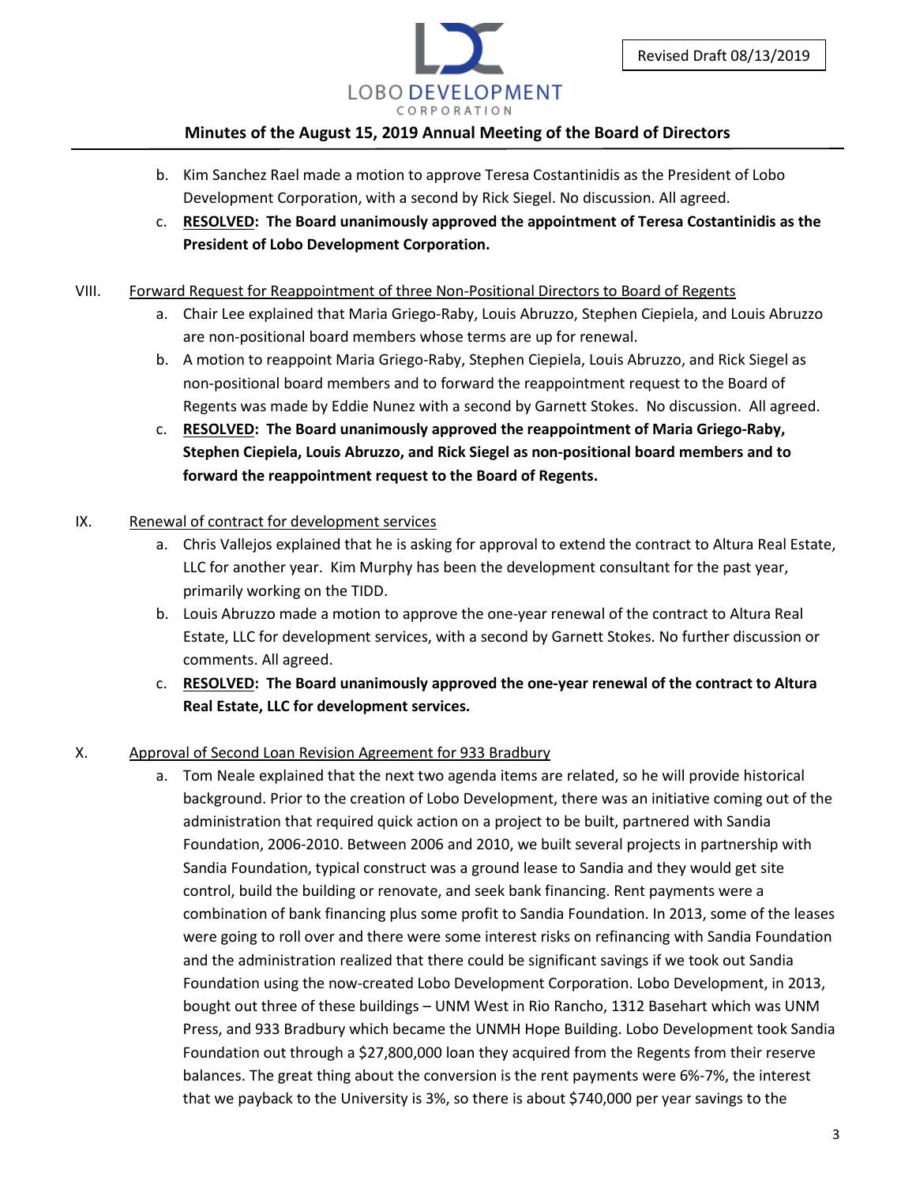b. Kim Sanchez Rael made a motion to approve Teresa Costantinidis as the President of Lobo Development Corporation, with a second by Rick Siegel. No discussion. All agreed.

c. **RESOLVED: The Board unanimously approved the appointment of Teresa Costantinidis as the President of Lobo Development Corporation.**

VIII. Forward Request for Reappointment of three Non-Positional Directors to Board of Regents

a. Chair Lee explained that Maria Griego-Raby, Louis Abruzzo, Stephen Ciepiela, and Louis Abruzzo are non-positional board members whose terms are up for renewal.

b. A motion to reappoint Maria Griego-Raby, Stephen Ciepiela, Louis Abruzzo, and Rick Siegel as non-positional board members and to forward the reappointment request to the Board of Regents was made by Eddie Nunez with a second by Garnett Stokes. No discussion. All agreed.

c. **RESOLVED: The Board unanimously approved the reappointment of Maria Griego-Raby, Stephen Ciepiela, Louis Abruzzo, and Rick Siegel as non-positional board members and to forward the reappointment request to the Board of Regents.**

IX. Renewal of contract for development services

a. Chris Vallejos explained that he is asking for approval to extend the contract to Altura Real Estate, LLC for another year. Kim Murphy has been the development consultant for the past year, primarily working on the TIDD.

b. Louis Abruzzo made a motion to approve the one-year renewal of the contract to Altura Real Estate, LLC for development services, with a second by Garnett Stokes. No further discussion or comments. All agreed.

c. **RESOLVED: The Board unanimously approved the one-year renewal of the contract to Altura Real Estate, LLC for development services.**

X. Approval of Second Loan Revision Agreement for 933 Bradbury

a. Tom Neale explained that the next two agenda items are related, so he will provide historical background. Prior to the creation of Lobo Development, there was an initiative coming out of the administration that required quick action on a project to be built, partnered with Sandia Foundation, 2006-2010. Between 2006 and 2010, we built several projects in partnership with Sandia Foundation, typical construct was a ground lease to Sandia and they would get site control, build the building or renovate, and seek bank financing. Rent payments were a combination of bank financing plus some profit to Sandia Foundation. In 2013, some of the leases were going to roll over and there were some interest risks on refinancing with Sandia Foundation and the administration realized that there could be significant savings if we took out Sandia Foundation using the now-created Lobo Development Corporation. Lobo Development, in 2013, bought out three of these buildings – UNM West in Rio Rancho, 1312 Basehart which was UNM Press, and 933 Bradbury which became the UNMH Hope Building. Lobo Development took Sandia Foundation out through a $27,800,000 loan they acquired from the Regents from their reserve balances. The great thing about the conversion is the rent payments were 6%-7%, the interest that we payback to the University is 3%, so there is about $740,000 per year savings to the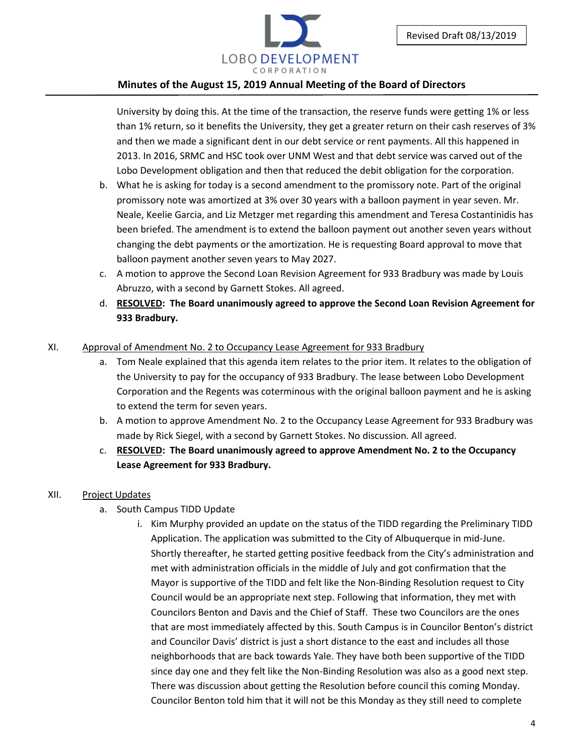University by doing this. At the time of the transaction, the reserve funds were getting 1% or less than 1% return, so it benefits the University, they get a greater return on their cash reserves of 3% and then we made a significant dent in our debt service or rent payments. All this happened in 2013. In 2016, SRMC and HSC took over UNM West and that debt service was carved out of the Lobo Development obligation and then that reduced the debit obligation for the corporation.

b. What he is asking for today is a second amendment to the promissory note. Part of the original promissory note was amortized at 3% over 30 years with a balloon payment in year seven. Mr. Neale, Keelie Garcia, and Liz Metzger met regarding this amendment and Teresa Costantinidis has been briefed. The amendment is to extend the balloon payment out another seven years without changing the debt payments or the amortization. He is requesting Board approval to move that balloon payment another seven years to May 2027.

c. A motion to approve the Second Loan Revision Agreement for 933 Bradbury was made by Louis Abruzzo, with a second by Garnett Stokes. All agreed.

d. **RESOLVED: The Board unanimously agreed to approve the Second Loan Revision Agreement for 933 Bradbury.**

XI. Approval of Amendment No. 2 to Occupancy Lease Agreement for 933 Bradbury

a. Tom Neale explained that this agenda item relates to the prior item. It relates to the obligation of the University to pay for the occupancy of 933 Bradbury. The lease between Lobo Development Corporation and the Regents was coterminous with the original balloon payment and he is asking to extend the term for seven years.

b. A motion to approve Amendment No. 2 to the Occupancy Lease Agreement for 933 Bradbury was made by Rick Siegel, with a second by Garnett Stokes. No discussion. All agreed.

c. **RESOLVED: The Board unanimously agreed to approve Amendment No. 2 to the Occupancy Lease Agreement for 933 Bradbury.**

XII. Project Updates

a. South Campus TIDD Update

i. Kim Murphy provided an update on the status of the TIDD regarding the Preliminary TIDD Application. The application was submitted to the City of Albuquerque in mid-June. Shortly thereafter, he started getting positive feedback from the City's administration and met with administration officials in the middle of July and got confirmation that the Mayor is supportive of the TIDD and felt like the Non-Binding Resolution request to City Council would be an appropriate next step. Following that information, they met with Councilors Benton and Davis and the Chief of Staff. These two Councilors are the ones that are most immediately affected by this. South Campus is in Councilor Benton's district and Councilor Davis' district is just a short distance to the east and includes all those neighborhoods that are back towards Yale. They have both been supportive of the TIDD since day one and they felt like the Non-Binding Resolution was also as a good next step. There was discussion about getting the Resolution before council this coming Monday. Councilor Benton told him that it will not be this Monday as they still need to complete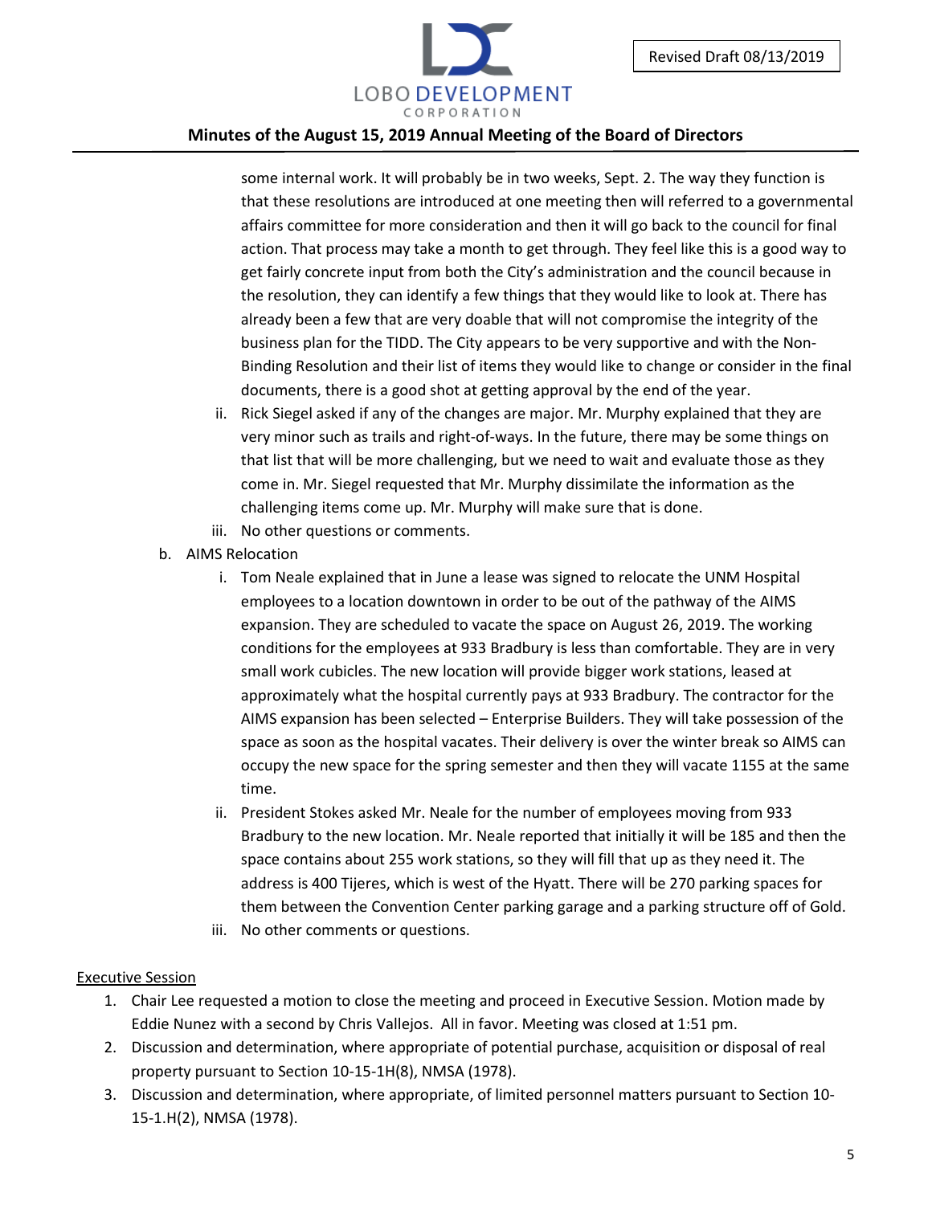some internal work. It will probably be in two weeks, Sept. 2. The way they function is that these resolutions are introduced at one meeting then will referred to a governmental affairs committee for more consideration and then it will go back to the council for final action. That process may take a month to get through. They feel like this is a good way to get fairly concrete input from both the City's administration and the council because in the resolution, they can identify a few things that they would like to look at. There has already been a few that are very doable that will not compromise the integrity of the business plan for the TIDD. The City appears to be very supportive and with the Non-Binding Resolution and their list of items they would like to change or consider in the final documents, there is a good shot at getting approval by the end of the year.

ii. Rick Siegel asked if any of the changes are major. Mr. Murphy explained that they are very minor such as trails and right-of-ways. In the future, there may be some things on that list that will be more challenging, but we need to wait and evaluate those as they come in. Mr. Siegel requested that Mr. Murphy dissimilate the information as the challenging items come up. Mr. Murphy will make sure that is done.

iii. No other questions or comments.

b. AIMS Relocation

i. Tom Neale explained that in June a lease was signed to relocate the UNM Hospital employees to a location downtown in order to be out of the pathway of the AIMS expansion. They are scheduled to vacate the space on August 26, 2019. The working conditions for the employees at 933 Bradbury is less than comfortable. They are in very small work cubicles. The new location will provide bigger work stations, leased at approximately what the hospital currently pays at 933 Bradbury. The contractor for the AIMS expansion has been selected – Enterprise Builders. They will take possession of the space as soon as the hospital vacates. Their delivery is over the winter break so AIMS can occupy the new space for the spring semester and then they will vacate 1155 at the same time.

ii. President Stokes asked Mr. Neale for the number of employees moving from 933 Bradbury to the new location. Mr. Neale reported that initially it will be 185 and then the space contains about 255 work stations, so they will fill that up as they need it. The address is 400 Tijeres, which is west of the Hyatt. There will be 270 parking spaces for them between the Convention Center parking garage and a parking structure off of Gold.

iii. No other comments or questions.

<u>Executive Session</u>

1. Chair Lee requested a motion to close the meeting and proceed in Executive Session. Motion made by Eddie Nunez with a second by Chris Vallejos. All in favor. Meeting was closed at 1:51 pm.
2. Discussion and determination, where appropriate of potential purchase, acquisition or disposal of real property pursuant to Section 10-15-1H(8), NMSA (1978).
3. Discussion and determination, where appropriate, of limited personnel matters pursuant to Section 10-15-1.H(2), NMSA (1978).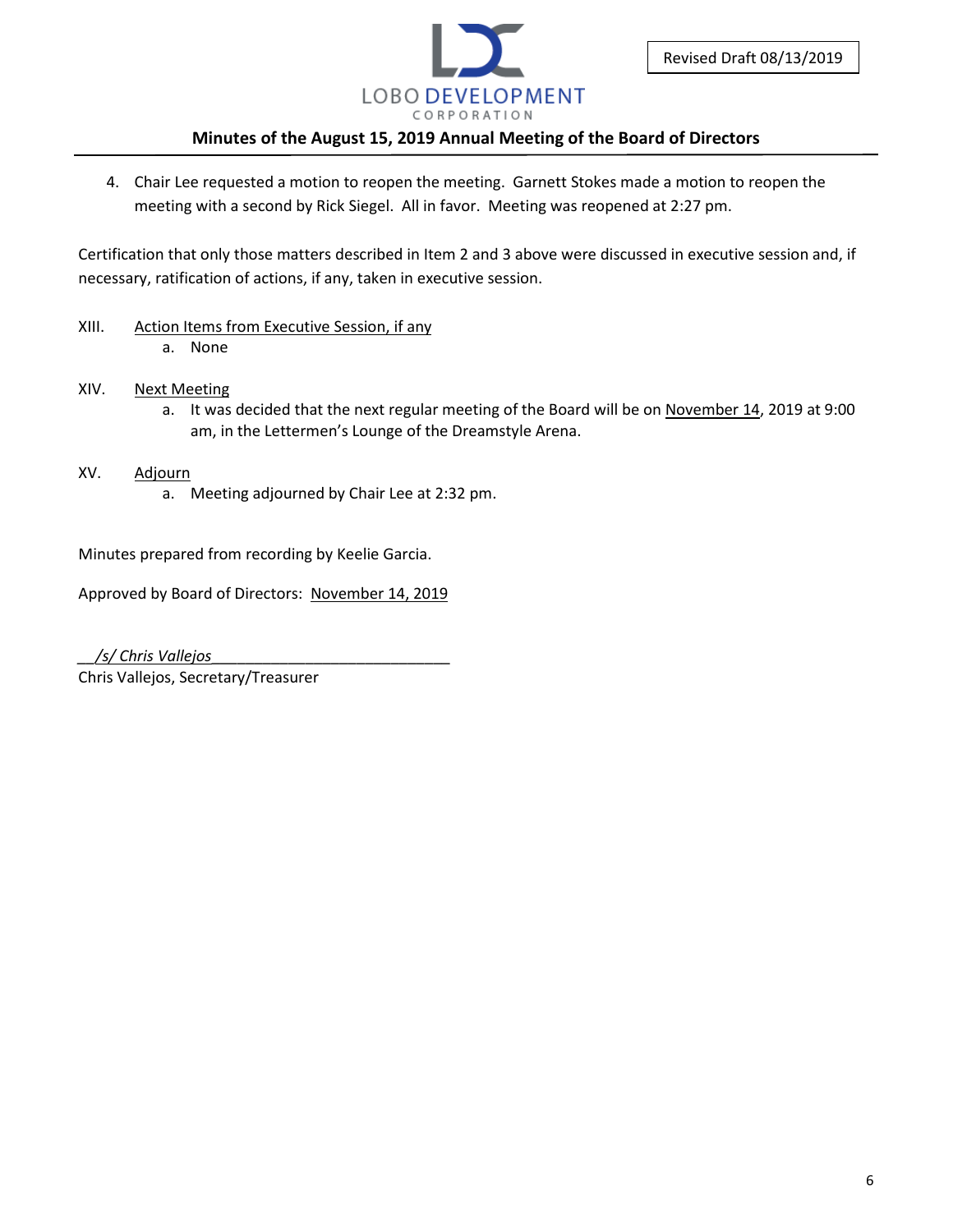Revised Draft 08/13/2019

LOBO DEVELOPMENT CORPORATION

**Minutes of the August 15, 2019 Annual Meeting of the Board of Directors**

4. Chair Lee requested a motion to reopen the meeting. Garnett Stokes made a motion to reopen the meeting with a second by Rick Siegel. All in favor. Meeting was reopened at 2:27 pm.

Certification that only those matters described in Item 2 and 3 above were discussed in executive session and, if necessary, ratification of actions, if any, taken in executive session.

XIII. Action Items from Executive Session, if any
   a. None

XIV. Next Meeting
   a. It was decided that the next regular meeting of the Board will be on November 14, 2019 at 9:00 am, in the Lettermen's Lounge of the Dreamstyle Arena.

XV. Adjourn
   a. Meeting adjourned by Chair Lee at 2:32 pm.

Minutes prepared from recording by Keelie Garcia.

Approved by Board of Directors: November 14, 2019

*/s/ Chris Vallejos*

Chris Vallejos, Secretary/Treasurer